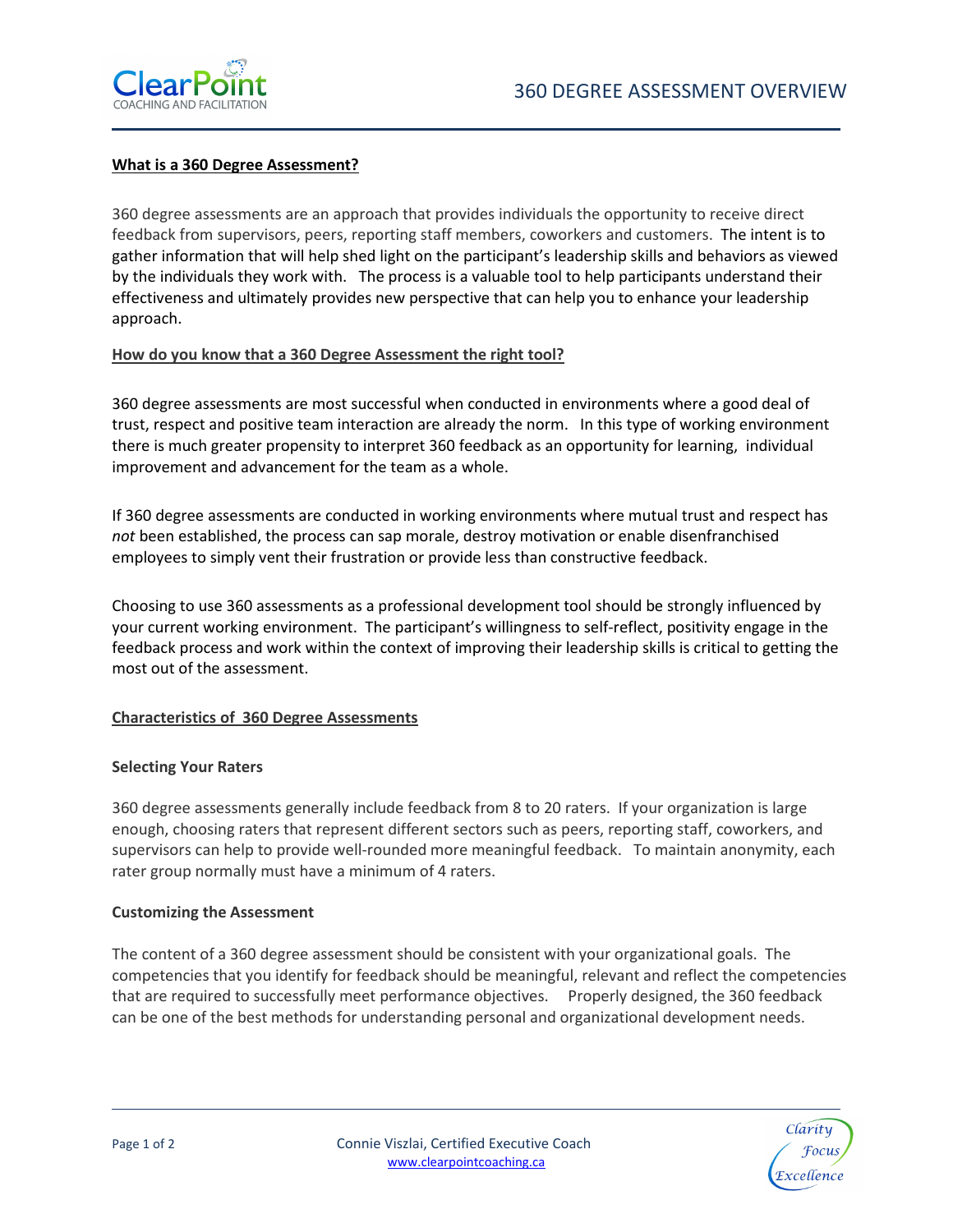# 360 DEGREE ASSESSMENT OVERVIEW

## What is a 360 Degree Assessment?

360 degree assessments are an approach that provides individuals the opportunity to receive direct feedback from supervisors, peers, reporting staff members, coworkers and customers. The intent is to gather information that will help shed light on the participant's leadership skills and behaviors as viewed by the individuals they work with. The process is a valuable tool to help participants understand their effectiveness and ultimately provides new perspective that can help you to enhance your leadership approach.

## How do you know that a 360 Degree Assessment the right tool?

360 degree assessments are most successful when conducted in environments where a good deal of trust, respect and positive team interaction are already the norm. In this type of working environment there is much greater propensity to interpret 360 feedback as an opportunity for learning, individual improvement and advancement for the team as a whole.

If 360 degree assessments are conducted in working environments where mutual trust and respect has *not* been established, the process can sap morale, destroy motivation or enable disenfranchised employees to simply vent their frustration or provide less than constructive feedback.

Choosing to use 360 assessments as a professional development tool should be strongly influenced by your current working environment. The participant's willingness to self-reflect, positivity engage in the feedback process and work within the context of improving their leadership skills is critical to getting the most out of the assessment.

## Characteristics of 360 Degree Assessments

### Selecting Your Raters

360 degree assessments generally include feedback from 8 to 20 raters. If your organization is large enough, choosing raters that represent different sectors such as peers, reporting staff, coworkers, and supervisors can help to provide well-rounded more meaningful feedback. To maintain anonymity, each rater group normally must have a minimum of 4 raters.

### Customizing the Assessment

The content of a 360 degree assessment should be consistent with your organizational goals. The competencies that you identify for feedback should be meaningful, relevant and reflect the competencies that are required to successfully meet performance objectives. Properly designed, the 360 feedback can be one of the best methods for understanding personal and organizational development needs.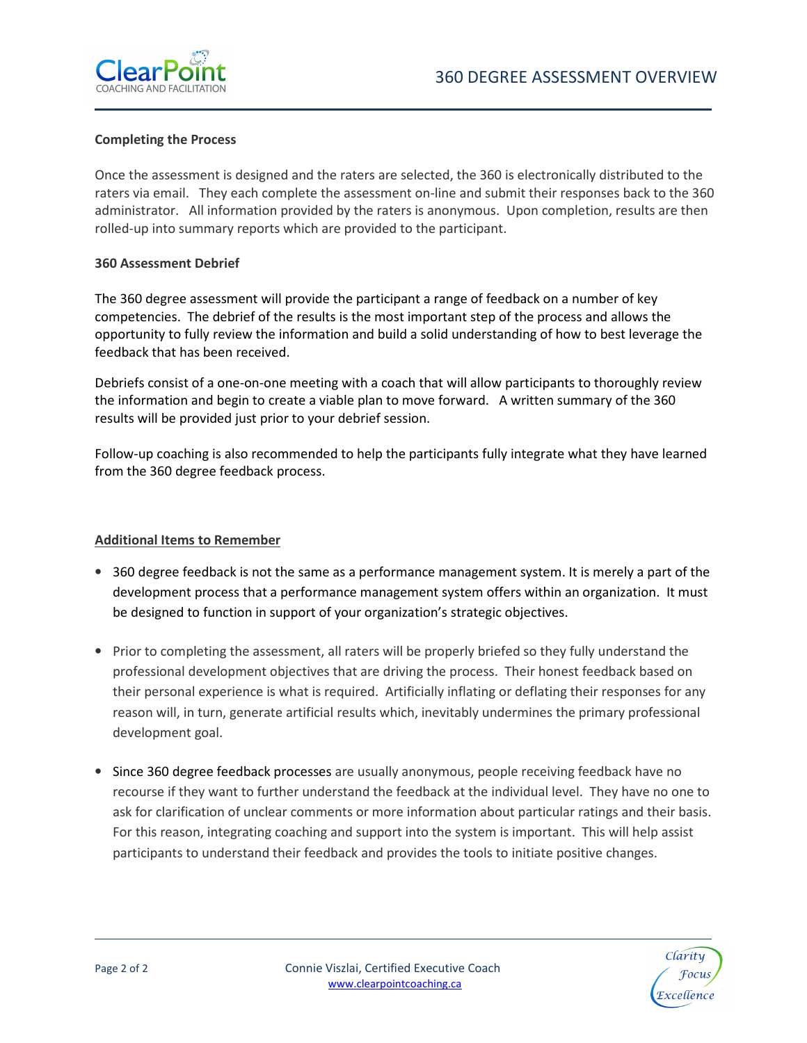**Completing the Process**

Once the assessment is designed and the raters are selected, the 360 is electronically distributed to the raters via email. They each complete the assessment on-line and submit their responses back to the 360 administrator. All information provided by the raters is anonymous. Upon completion, results are then rolled-up into summary reports which are provided to the participant.

**360 Assessment Debrief**

The 360 degree assessment will provide the participant a range of feedback on a number of key competencies. The debrief of the results is the most important step of the process and allows the opportunity to fully review the information and build a solid understanding of how to best leverage the feedback that has been received.

Debriefs consist of a one-on-one meeting with a coach that will allow participants to thoroughly review the information and begin to create a viable plan to move forward. A written summary of the 360 results will be provided just prior to your debrief session.

Follow-up coaching is also recommended to help the participants fully integrate what they have learned from the 360 degree feedback process.

**Additional Items to Remember**

- 360 degree feedback is not the same as a performance management system. It is merely a part of the development process that a performance management system offers within an organization. It must be designed to function in support of your organization's strategic objectives.
- Prior to completing the assessment, all raters will be properly briefed so they fully understand the professional development objectives that are driving the process. Their honest feedback based on their personal experience is what is required. Artificially inflating or deflating their responses for any reason will, in turn, generate artificial results which, inevitably undermines the primary professional development goal.
- Since 360 degree feedback processes are usually anonymous, people receiving feedback have no recourse if they want to further understand the feedback at the individual level. They have no one to ask for clarification of unclear comments or more information about particular ratings and their basis. For this reason, integrating coaching and support into the system is important. This will help assist participants to understand their feedback and provides the tools to initiate positive changes.